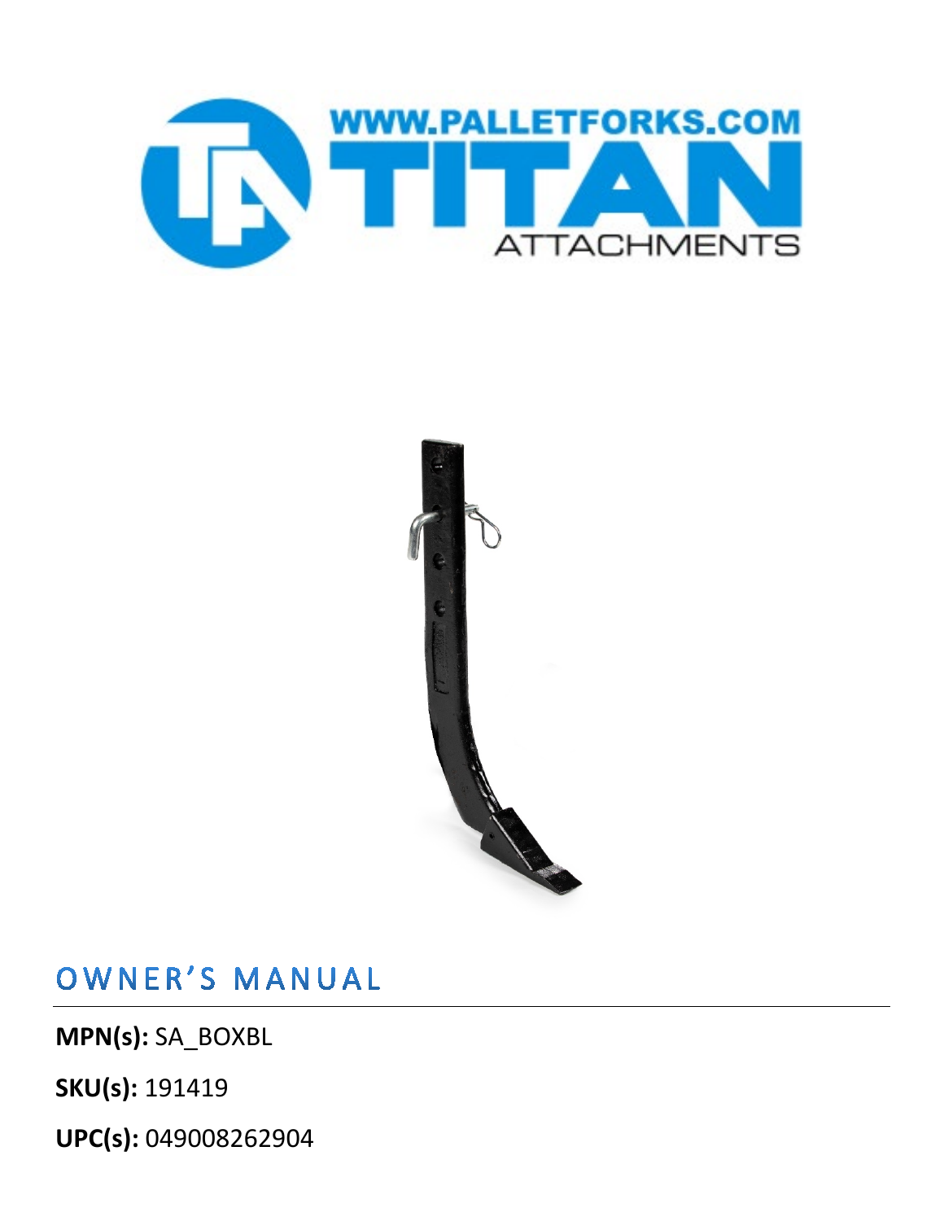# OWNER'S MANUAL

**MPN(s):** SA_BOXBL

**SKU(s):** 191419

**UPC(s):** 049008262904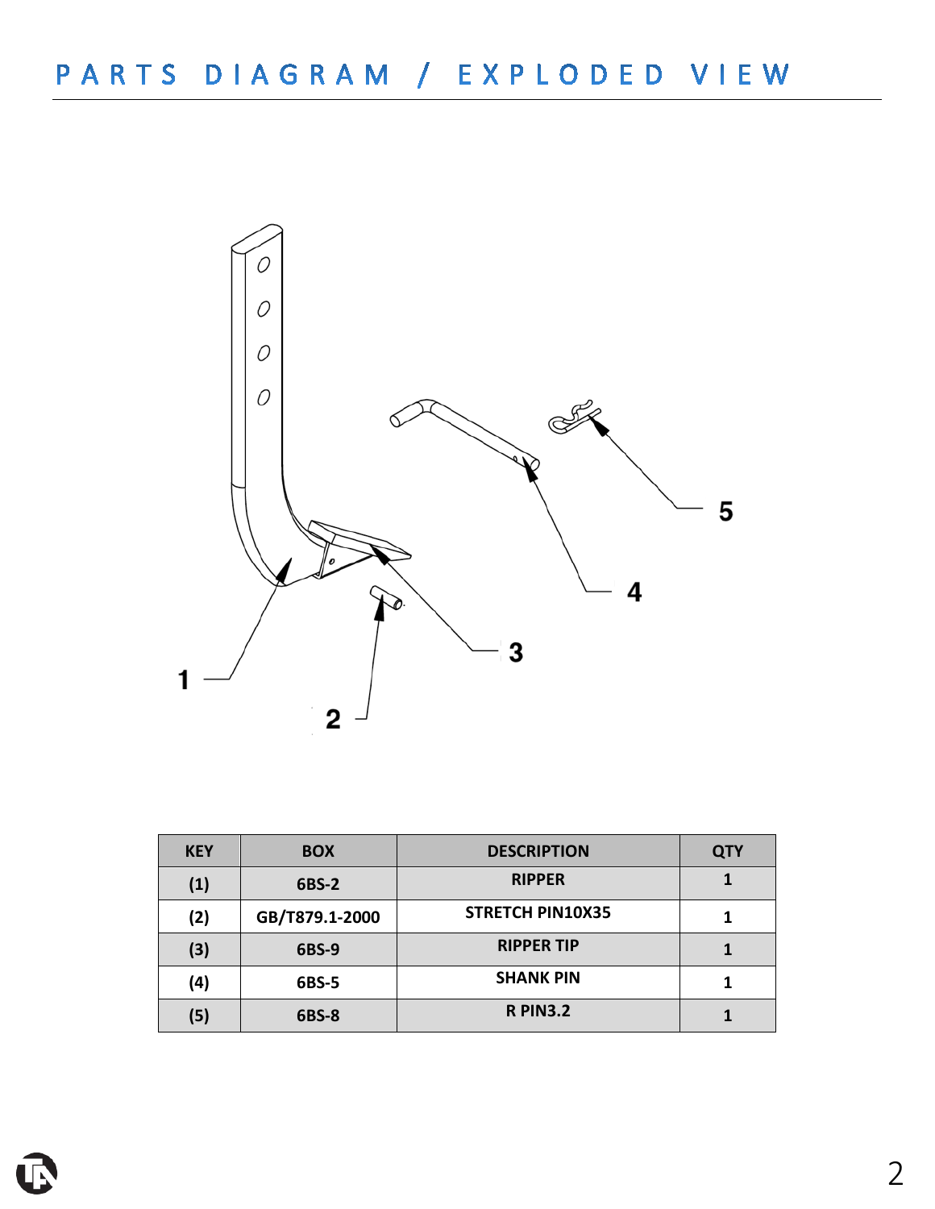# PARTS DIAGRAM / EXPLODED VIEW

| KEY | BOX | DESCRIPTION | QTY |
|---|---|---|---|
| (1) | 6BS-2 | RIPPER | 1 |
| (2) | GB/T879.1-2000 | STRETCH PIN10X35 | 1 |
| (3) | 6BS-9 | RIPPER TIP | 1 |
| (4) | 6BS-5 | SHANK PIN | 1 |
| (5) | 6BS-8 | R PIN3.2 | 1 |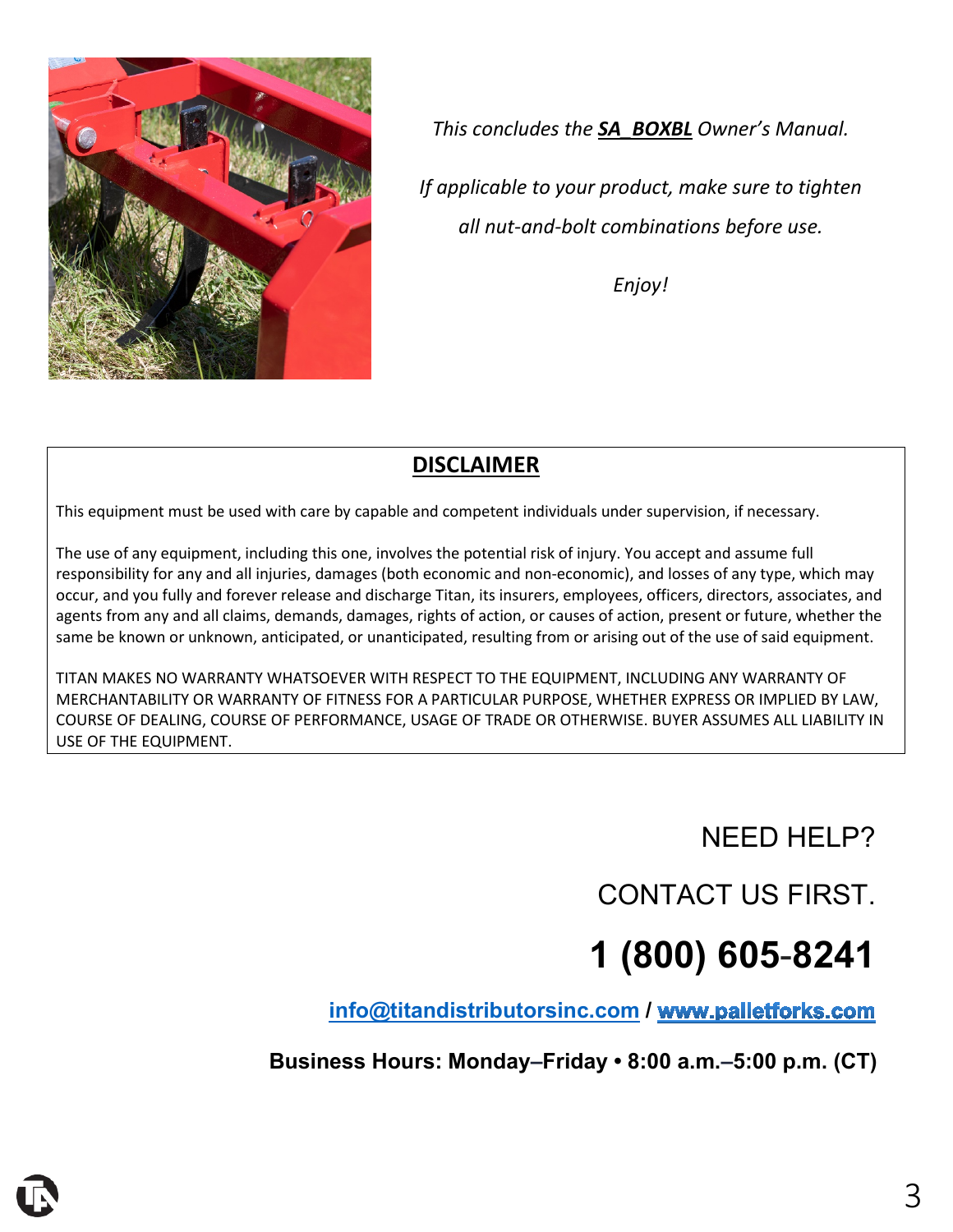*This concludes the **SA_BOXBL** Owner's Manual.*

*If applicable to your product, make sure to tighten all nut-and-bolt combinations before use.*

*Enjoy!*

## DISCLAIMER

This equipment must be used with care by capable and competent individuals under supervision, if necessary.

The use of any equipment, including this one, involves the potential risk of injury. You accept and assume full responsibility for any and all injuries, damages (both economic and non-economic), and losses of any type, which may occur, and you fully and forever release and discharge Titan, its insurers, employees, officers, directors, associates, and agents from any and all claims, demands, damages, rights of action, or causes of action, present or future, whether the same be known or unknown, anticipated, or unanticipated, resulting from or arising out of the use of said equipment.

TITAN MAKES NO WARRANTY WHATSOEVER WITH RESPECT TO THE EQUIPMENT, INCLUDING ANY WARRANTY OF MERCHANTABILITY OR WARRANTY OF FITNESS FOR A PARTICULAR PURPOSE, WHETHER EXPRESS OR IMPLIED BY LAW, COURSE OF DEALING, COURSE OF PERFORMANCE, USAGE OF TRADE OR OTHERWISE. BUYER ASSUMES ALL LIABILITY IN USE OF THE EQUIPMENT.

NEED HELP?

CONTACT US FIRST.

**1 (800) 605-8241**

**info@titandistributorsinc.com / www.palletforks.com**

**Business Hours: Monday–Friday • 8:00 a.m.–5:00 p.m. (CT)**